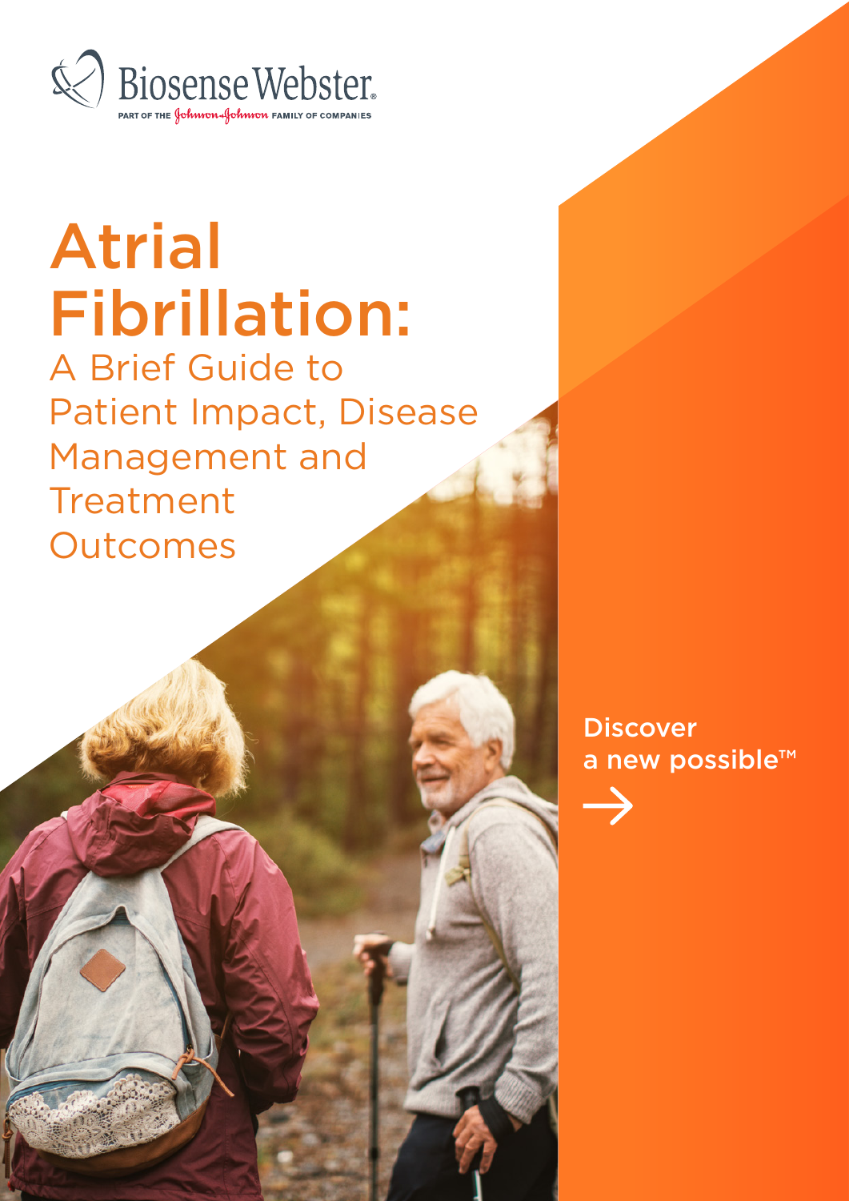Biosense Webster

PART OF THE Johnson & Johnson FAMILY OF COMPANIES

# Atrial Fibrillation:

## A Brief Guide to Patient Impact, Disease Management and Treatment Outcomes

Discover a new possible™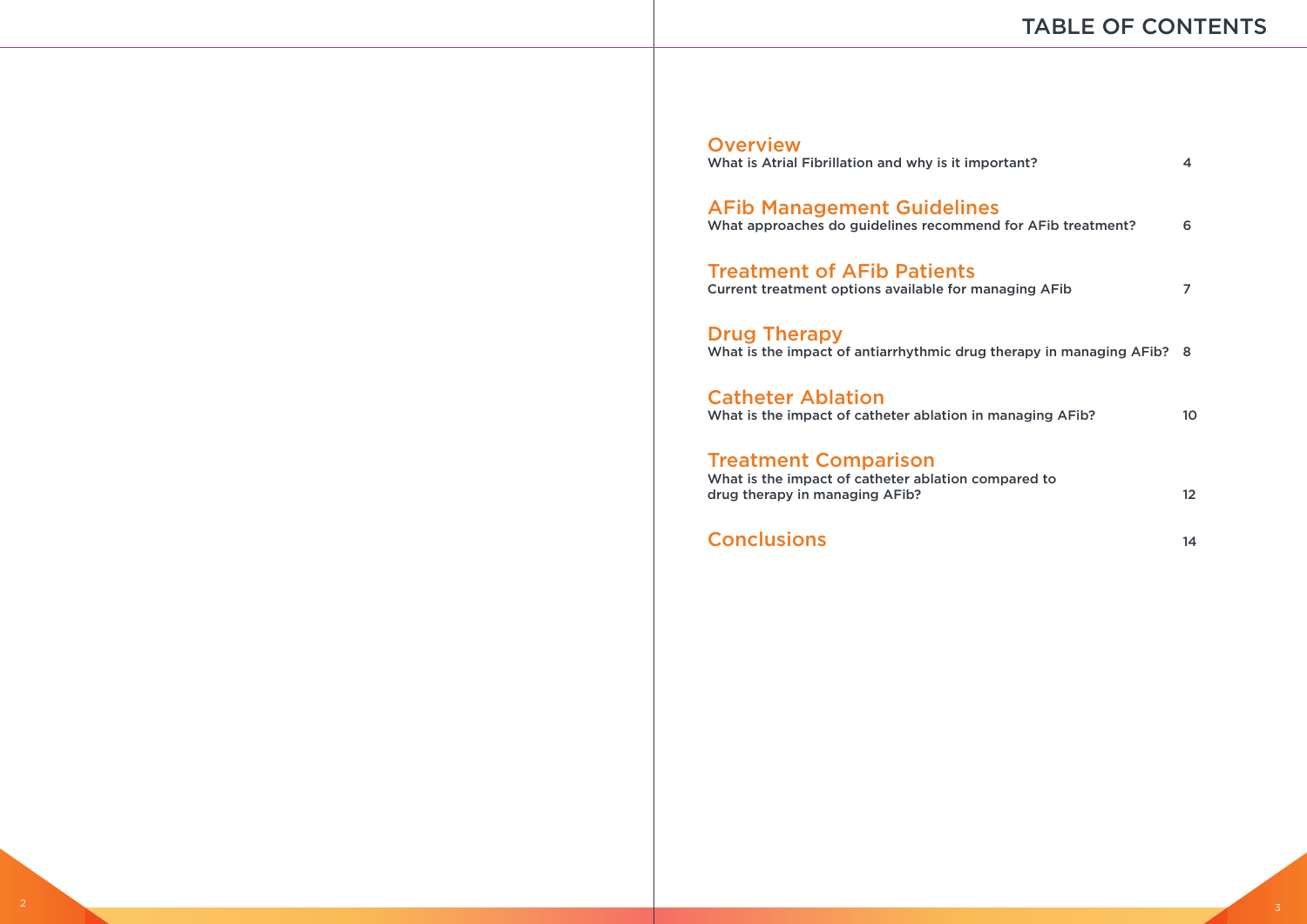# TABLE OF CONTENTS

## Overview
What is Atrial Fibrillation and why is it important? 4

## AFib Management Guidelines
What approaches do guidelines recommend for AFib treatment? 6

## Treatment of AFib Patients
Current treatment options available for managing AFib 7

## Drug Therapy
What is the impact of antiarrhythmic drug therapy in managing AFib? 8

## Catheter Ablation
What is the impact of catheter ablation in managing AFib? 10

## Treatment Comparison
What is the impact of catheter ablation compared to drug therapy in managing AFib? 12

## Conclusions
14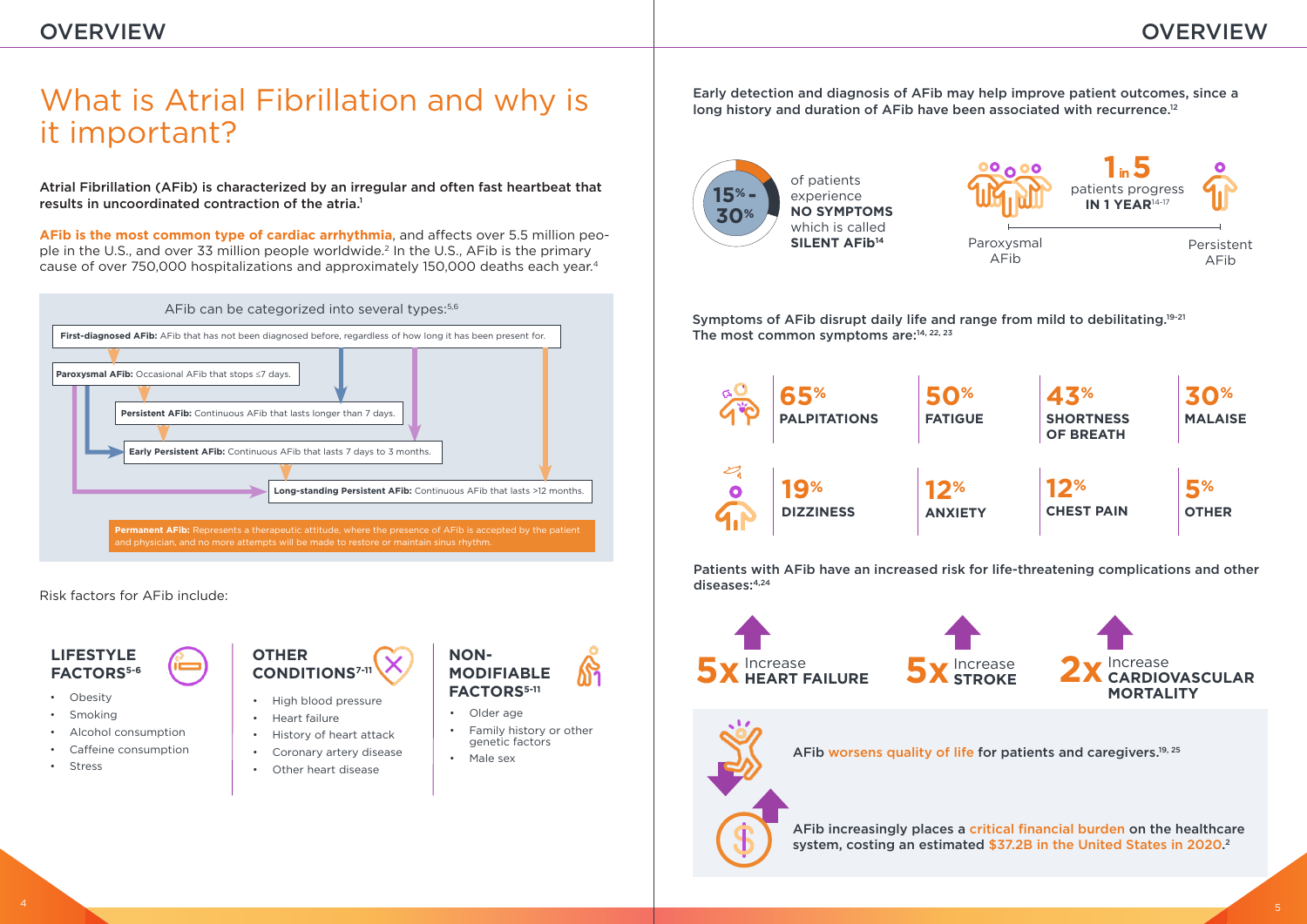# What is Atrial Fibrillation and why is it important?

**Atrial Fibrillation (AFib) is characterized by an irregular and often fast heartbeat that results in uncoordinated contraction of the atria.**[1]

**AFib is the most common type of cardiac arrhythmia**, and affects over 5.5 million people in the U.S., and over 33 million people worldwide.[2] In the U.S., AFib is the primary cause of over 750,000 hospitalizations and approximately 150,000 deaths each year.[4]

AFib can be categorized into several types:[5,6]

- **First-diagnosed AFib:** AFib that has not been diagnosed before, regardless of how long it has been present for.
- **Paroxysmal AFib:** Occasional AFib that stops ≤7 days.
- **Persistent AFib:** Continuous AFib that lasts longer than 7 days.
- **Early Persistent AFib:** Continuous AFib that lasts 7 days to 3 months.
- **Long-standing Persistent AFib:** Continuous AFib that lasts >12 months.
- **Permanent AFib:** Represents a therapeutic attitude, where the presence of AFib is accepted by the patient and physician, and no more attempts will be made to restore or maintain sinus rhythm.

Risk factors for AFib include:

**LIFESTYLE FACTORS**[5-6]

- Obesity
- Smoking
- Alcohol consumption
- Caffeine consumption
- Stress

**OTHER CONDITIONS**[7-11]

- High blood pressure
- Heart failure
- History of heart attack
- Coronary artery disease
- Other heart disease

**NON-MODIFIABLE FACTORS**[5-11]

- Older age
- Family history or other genetic factors
- Male sex

Early detection and diagnosis of AFib may help improve patient outcomes, since a long history and duration of AFib have been associated with recurrence.[12]

**15%-30%** of patients experience **NO SYMPTOMS** which is called **SILENT AFib**[14]

**1 in 5** patients progress **IN 1 YEAR**[14-17]

Paroxysmal AFib → Persistent AFib

Symptoms of AFib disrupt daily life and range from mild to debilitating.[19-21] The most common symptoms are:[14, 22, 23]

| | | | |
|---|---|---|---|
| **65%** PALPITATIONS | **50%** FATIGUE | **43%** SHORTNESS OF BREATH | **30%** MALAISE |
| **19%** DIZZINESS | **12%** ANXIETY | **12%** CHEST PAIN | **5%** OTHER |

Patients with AFib have an increased risk for life-threatening complications and other diseases:[4,24]

- **5x** Increase **HEART FAILURE**
- **5x** Increase **STROKE**
- **2x** Increase **CARDIOVASCULAR MORTALITY**

AFib worsens quality of life for patients and caregivers.[19, 25]

AFib increasingly places a critical financial burden on the healthcare system, costing an estimated $37.2B in the United States in 2020.[2]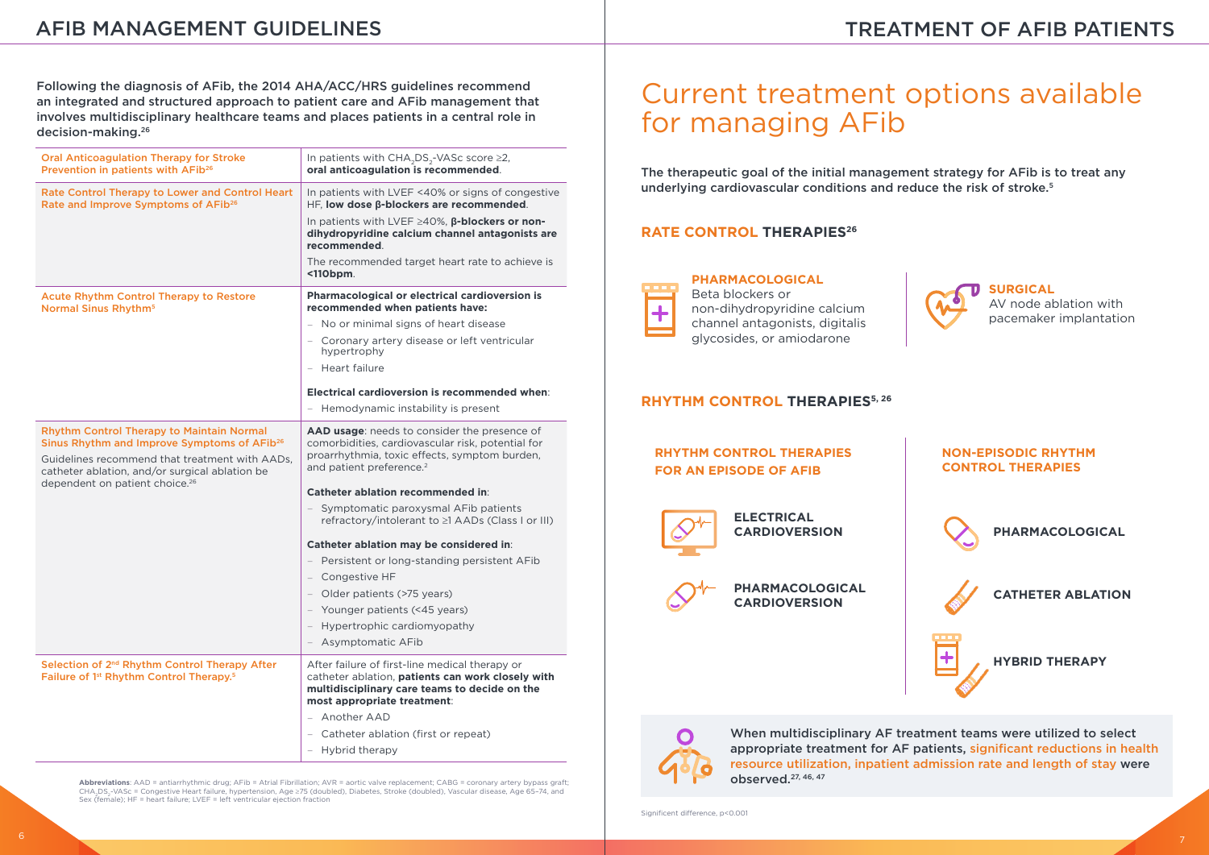# AFIB MANAGEMENT GUIDELINES

Following the diagnosis of AFib, the 2014 AHA/ACC/HRS guidelines recommend an integrated and structured approach to patient care and AFib management that involves multidisciplinary healthcare teams and places patients in a central role in decision-making.[26]

| | |
|---|---|
| Oral Anticoagulation Therapy for Stroke Prevention in patients with AFib[26] | In patients with $CHA_2DS_2$-VASc score ≥2, **oral anticoagulation is recommended**. |
| Rate Control Therapy to Lower and Control Heart Rate and Improve Symptoms of AFib[26] | In patients with LVEF <40% or signs of congestive HF, **low dose β-blockers are recommended**.<br>In patients with LVEF ≥40%, **β-blockers or non-dihydropyridine calcium channel antagonists are recommended**.<br>The recommended target heart rate to achieve is **<110bpm**. |
| Acute Rhythm Control Therapy to Restore Normal Sinus Rhythm[5] | **Pharmacological or electrical cardioversion is recommended when patients have:**<br>– No or minimal signs of heart disease<br>– Coronary artery disease or left ventricular hypertrophy<br>– Heart failure<br>**Electrical cardioversion is recommended when**:<br>– Hemodynamic instability is present |
| Rhythm Control Therapy to Maintain Normal Sinus Rhythm and Improve Symptoms of AFib[26]<br>Guidelines recommend that treatment with AADs, catheter ablation, and/or surgical ablation be dependent on patient choice.[26] | **AAD usage**: needs to consider the presence of comorbidities, cardiovascular risk, potential for proarrhythmia, toxic effects, symptom burden, and patient preference.[2]<br>**Catheter ablation recommended in**:<br>– Symptomatic paroxysmal AFib patients refractory/intolerant to ≥1 AADs (Class I or III)<br>**Catheter ablation may be considered in**:<br>– Persistent or long-standing persistent AFib<br>– Congestive HF<br>– Older patients (>75 years)<br>– Younger patients (<45 years)<br>– Hypertrophic cardiomyopathy<br>– Asymptomatic AFib |
| Selection of 2nd Rhythm Control Therapy After Failure of 1st Rhythm Control Therapy.[5] | After failure of first-line medical therapy or catheter ablation, **patients can work closely with multidisciplinary care teams to decide on the most appropriate treatment**:<br>– Another AAD<br>– Catheter ablation (first or repeat)<br>– Hybrid therapy |

**Abbreviations**: AAD = antiarrhythmic drug; AFib = Atrial Fibrillation; AVR = aortic valve replacement; CABG = coronary artery bypass graft; $CHA_2DS_2$-VASc = Congestive Heart failure, hypertension, Age ≥75 (doubled), Diabetes, Stroke (doubled), Vascular disease, Age 65–74, and Sex (female); HF = heart failure; LVEF = left ventricular ejection fraction

# TREATMENT OF AFIB PATIENTS

## Current treatment options available for managing AFib

The therapeutic goal of the initial management strategy for AFib is to treat any underlying cardiovascular conditions and reduce the risk of stroke.[5]

### RATE CONTROL THERAPIES[26]

**PHARMACOLOGICAL**
Beta blockers or non-dihydropyridine calcium channel antagonists, digitalis glycosides, or amiodarone

**SURGICAL**
AV node ablation with pacemaker implantation

### RHYTHM CONTROL THERAPIES[5, 26]

**RHYTHM CONTROL THERAPIES FOR AN EPISODE OF AFIB**

- ELECTRICAL CARDIOVERSION
- PHARMACOLOGICAL CARDIOVERSION

**NON-EPISODIC RHYTHM CONTROL THERAPIES**

- PHARMACOLOGICAL
- CATHETER ABLATION
- HYBRID THERAPY

When multidisciplinary AF treatment teams were utilized to select appropriate treatment for AF patients, significant reductions in health resource utilization, inpatient admission rate and length of stay were observed.[27, 46, 47]

Significant difference, $p<0.001$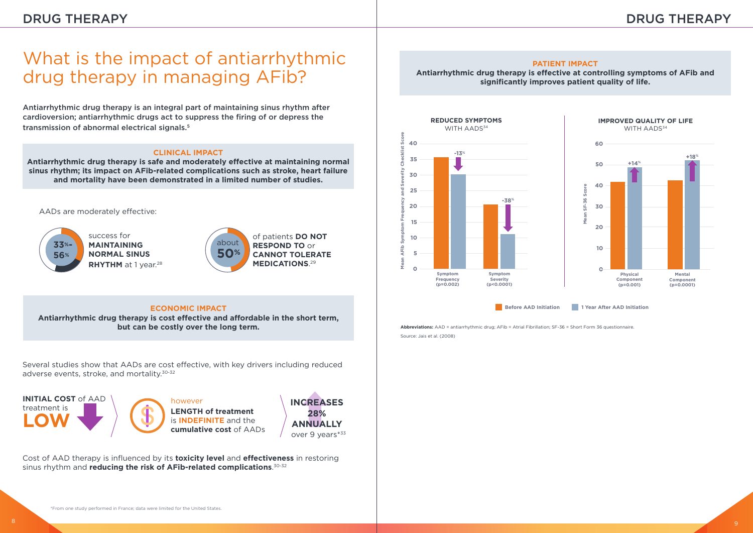# What is the impact of antiarrhythmic drug therapy in managing AFib?

**Antiarrhythmic drug therapy is an integral part of maintaining sinus rhythm after cardioversion; antiarrhythmic drugs act to suppress the firing of or depress the transmission of abnormal electrical signals.**[5]

### CLINICAL IMPACT

**Antiarrhythmic drug therapy is safe and moderately effective at maintaining normal sinus rhythm; its impact on AFib-related complications such as stroke, heart failure and mortality have been demonstrated in a limited number of studies.**

AADs are moderately effective:

**33%–56%** success for **MAINTAINING NORMAL SINUS RHYTHM** at 1 year.[28]

**about 50%** of patients **DO NOT RESPOND TO** or **CANNOT TOLERATE MEDICATIONS**.[29]

### ECONOMIC IMPACT

**Antiarrhythmic drug therapy is cost effective and affordable in the short term, but can be costly over the long term.**

Several studies show that AADs are cost effective, with key drivers including reduced adverse events, stroke, and mortality.[30-32]

**INITIAL COST** of AAD treatment is **LOW**

however **LENGTH of treatment** is **INDEFINITE** and the **cumulative cost** of AADs

**INCREASES 28% ANNUALLY** over 9 years*[33]

Cost of AAD therapy is influenced by its **toxicity level** and **effectiveness** in restoring sinus rhythm and **reducing the risk of AFib-related complications**.[30-32]

*From one study performed in France; data were limited for the United States.

### PATIENT IMPACT

**Antiarrhythmic drug therapy is effective at controlling symptoms of AFib and significantly improves patient quality of life.**

**REDUCED SYMPTOMS** WITH AADS[34]

| Mean AFib Symptom Frequency and Severity Checklist Score | Before AAD Initiation | 1 Year After AAD Initiation | Change |
|---|---|---|---|
| Symptom Frequency (p=0.002) | ~35.5 | ~30 | -13% |
| Symptom Severity (p<0.0001) | ~20.5 | ~11 | -38% |

**IMPROVED QUALITY OF LIFE** WITH AADS[34]

| Mean SF-36 Score | Before AAD Initiation | 1 Year After AAD Initiation | Change |
|---|---|---|---|
| Physical Component (p=0.001) | ~42 | ~48.5 | +14% |
| Mental Component (p=0.0001) | ~42.5 | ~52 | +18% |

**Abbreviations:** AAD = antiarrhythmic drug; AFib = Atrial Fibrillation; SF-36 = Short Form 36 questionnaire.

Source: Jais et al. (2008)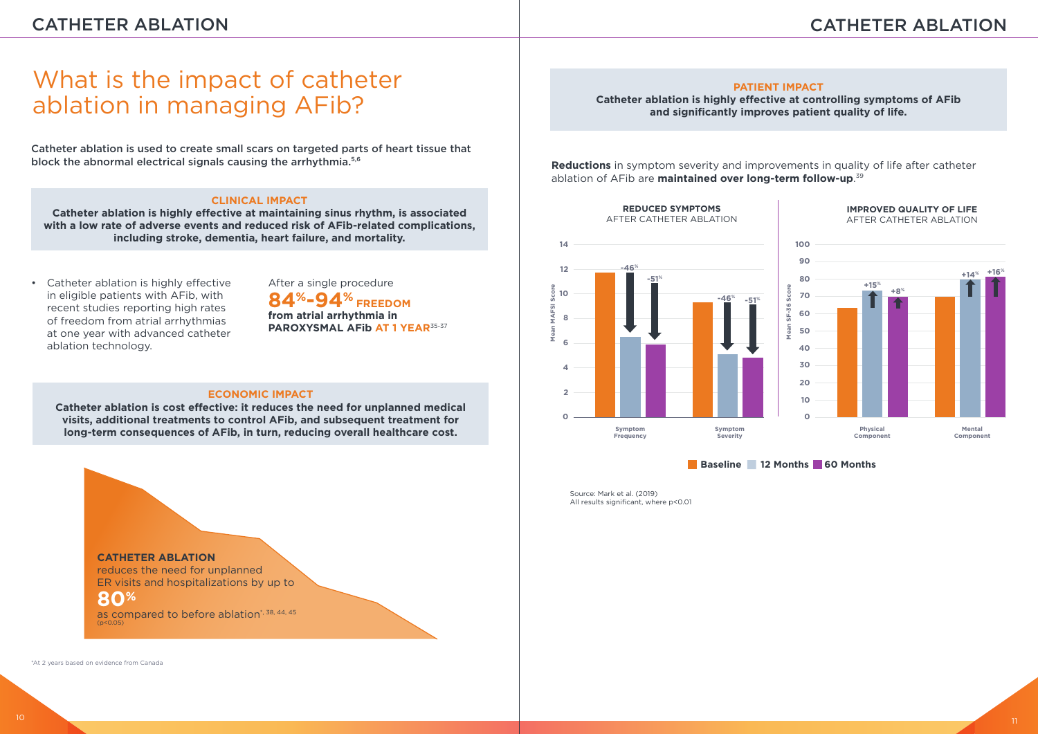# What is the impact of catheter ablation in managing AFib?

**Catheter ablation is used to create small scars on targeted parts of heart tissue that block the abnormal electrical signals causing the arrhythmia.[5,6]**

### CLINICAL IMPACT

**Catheter ablation is highly effective at maintaining sinus rhythm, is associated with a low rate of adverse events and reduced risk of AFib-related complications, including stroke, dementia, heart failure, and mortality.**

- Catheter ablation is highly effective in eligible patients with AFib, with recent studies reporting high rates of freedom from atrial arrhythmias at one year with advanced catheter ablation technology.

After a single procedure
**84%-94% FREEDOM from atrial arrhythmia in PAROXYSMAL AFib AT 1 YEAR**[35-37]

### ECONOMIC IMPACT

**Catheter ablation is cost effective: it reduces the need for unplanned medical visits, additional treatments to control AFib, and subsequent treatment for long-term consequences of AFib, in turn, reducing overall healthcare cost.**

**CATHETER ABLATION** reduces the need for unplanned ER visits and hospitalizations by up to **80%** as compared to before ablation*[, 38, 44, 45]
($p<0.05$)

*At 2 years based on evidence from Canada

### PATIENT IMPACT

**Catheter ablation is highly effective at controlling symptoms of AFib and significantly improves patient quality of life.**

**Reductions** in symptom severity and improvements in quality of life after catheter ablation of AFib are **maintained over long-term follow-up**.[39]

**REDUCED SYMPTOMS** AFTER CATHETER ABLATION (Mean MAFSI Score)

| | Baseline | 12 Months | 60 Months |
|---|---|---|---|
| Symptom Frequency | ~11.7 | ~6.5 (-46%) | ~5.9 (-51%) |
| Symptom Severity | ~9.3 | ~5.1 (-46%) | ~4.8 (-51%) |

**IMPROVED QUALITY OF LIFE** AFTER CATHETER ABLATION (Mean SF-36 Score)

| | Baseline | 12 Months | 60 Months |
|---|---|---|---|
| Physical Component | ~63 | ~73 (+15%) | ~69 (+8%) |
| Mental Component | ~69 | ~79 (+14%) | ~81 (+16%) |

Source: Mark et al. (2019)
All results significant, where $p<0.01$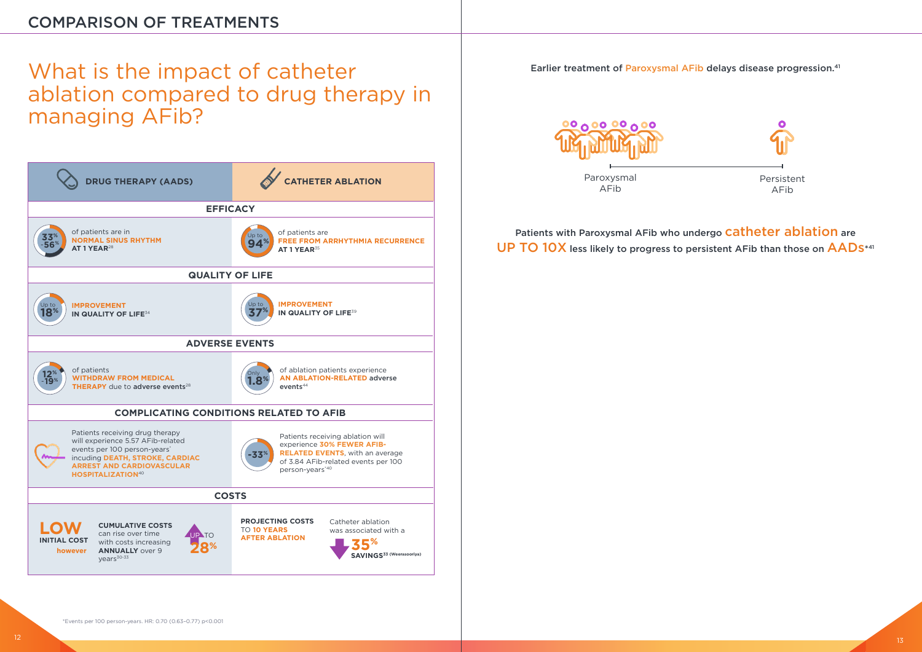## COMPARISON OF TREATMENTS

# What is the impact of catheter ablation compared to drug therapy in managing AFib?

| DRUG THERAPY (AADS) | CATHETER ABLATION |
|---|---|
| **EFFICACY** | |
| 33%-56% of patients are in **NORMAL SINUS RHYTHM AT 1 YEAR**[28] | Up to 94% of patients are **FREE FROM ARRHYTHMIA RECURRENCE AT 1 YEAR**[35] |
| **QUALITY OF LIFE** | |
| Up to 18% **IMPROVEMENT IN QUALITY OF LIFE**[34] | Up to 37% **IMPROVEMENT IN QUALITY OF LIFE**[39] |
| **ADVERSE EVENTS** | |
| 12%-19% of patients **WITHDRAW FROM MEDICAL THERAPY** due to **adverse events**[28] | Only 1.8% of ablation patients experience **AN ABLATION-RELATED adverse events**[44] |
| **COMPLICATING CONDITIONS RELATED TO AFIB** | |
| Patients receiving drug therapy will experience 5.57 AFib-related events per 100 person-years* including **DEATH, STROKE, CARDIAC ARREST AND CARDIOVASCULAR HOSPITALIZATION**[40] | -33% Patients receiving ablation will experience **30% FEWER AFIB-RELATED EVENTS**, with an average of 3.84 AFib-related events per 100 person-years*[40] |
| **COSTS** | |
| **LOW INITIAL COST however** **CUMULATIVE COSTS** can rise over time with costs increasing **ANNUALLY** over 9 years[30-33] — UP TO **28%** | **PROJECTING COSTS TO 10 YEARS AFTER ABLATION** Catheter ablation was associated with a **35% SAVINGS**[33 (Weerasooriya)] |

Earlier treatment of Paroxysmal AFib delays disease progression.[41]

Paroxysmal AFib — Persistent AFib

Patients with Paroxysmal AFib who undergo **catheter ablation** are **UP TO 10X** less likely to progress to persistent AFib than those on **AADs**[*41]

*Events per 100 person-years. HR: 0.70 (0.63–0.77) p<0.001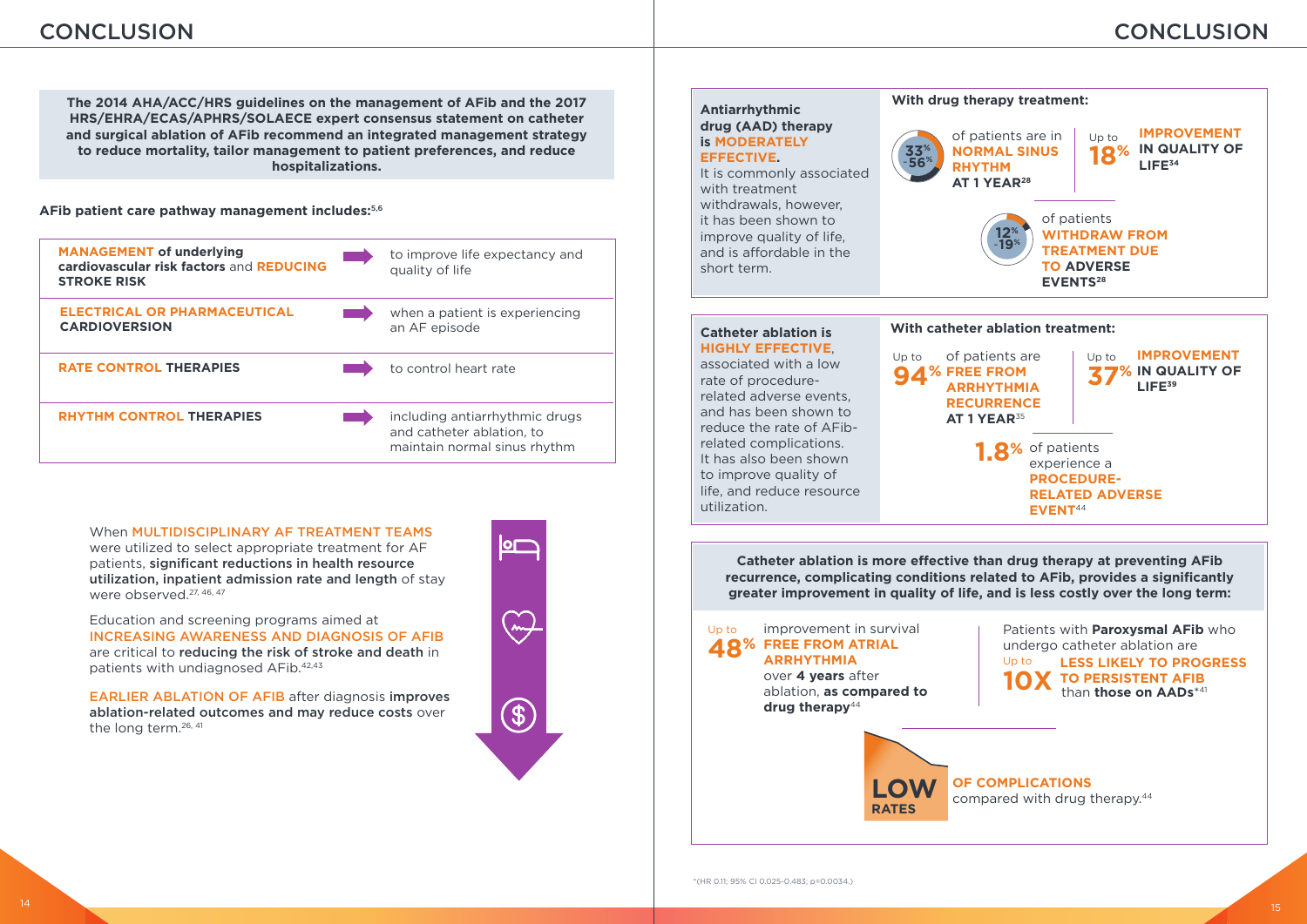# CONCLUSION

**The 2014 AHA/ACC/HRS guidelines on the management of AFib and the 2017 HRS/EHRA/ECAS/APHRS/SOLAECE expert consensus statement on catheter and surgical ablation of AFib recommend an integrated management strategy to reduce mortality, tailor management to patient preferences, and reduce hospitalizations.**

**AFib patient care pathway management includes:**[5,6]

| | |
|---|---|
| **MANAGEMENT of underlying cardiovascular risk factors** and **REDUCING STROKE RISK** | to improve life expectancy and quality of life |
| **ELECTRICAL OR PHARMACEUTICAL CARDIOVERSION** | when a patient is experiencing an AF episode |
| **RATE CONTROL THERAPIES** | to control heart rate |
| **RHYTHM CONTROL THERAPIES** | including antiarrhythmic drugs and catheter ablation, to maintain normal sinus rhythm |

When MULTIDISCIPLINARY AF TREATMENT TEAMS were utilized to select appropriate treatment for AF patients, **significant reductions in health resource utilization, inpatient admission rate and length** of stay were observed.[27, 46, 47]

Education and screening programs aimed at INCREASING AWARENESS AND DIAGNOSIS OF AFIB are critical to **reducing the risk of stroke and death** in patients with undiagnosed AFib.[42,43]

EARLIER ABLATION OF AFIB after diagnosis **improves ablation-related outcomes and may reduce costs** over the long term.[26, 41]

# CONCLUSION

**Antiarrhythmic drug (AAD) therapy is MODERATELY EFFECTIVE.**
It is commonly associated with treatment withdrawals, however, it has been shown to improve quality of life, and is affordable in the short term.

**With drug therapy treatment:**

- **33%-56%** of patients are in **NORMAL SINUS RHYTHM AT 1 YEAR**[28]
- Up to **18% IMPROVEMENT IN QUALITY OF LIFE**[34]
- **12%-19%** of patients **WITHDRAW FROM TREATMENT DUE TO ADVERSE EVENTS**[28]

**Catheter ablation is HIGHLY EFFECTIVE**, associated with a low rate of procedure-related adverse events, and has been shown to reduce the rate of AFib-related complications. It has also been shown to improve quality of life, and reduce resource utilization.

**With catheter ablation treatment:**

- Up to **94%** of patients are **FREE FROM ARRHYTHMIA RECURRENCE AT 1 YEAR**[35]
- Up to **37% IMPROVEMENT IN QUALITY OF LIFE**[39]
- **1.8%** of patients experience a **PROCEDURE-RELATED ADVERSE EVENT**[44]

**Catheter ablation is more effective than drug therapy at preventing AFib recurrence, complicating conditions related to AFib, provides a significantly greater improvement in quality of life, and is less costly over the long term:**

- Up to **48%** improvement in survival **FREE FROM ATRIAL ARRHYTHMIA** over **4 years** after ablation, **as compared to drug therapy**[44]
- Patients with **Paroxysmal AFib** who undergo catheter ablation are Up to **10X LESS LIKELY TO PROGRESS TO PERSISTENT AFIB** than **those on AADs***[41]
- **LOW RATES OF COMPLICATIONS** compared with drug therapy.[44]

*(HR 0.11; 95% CI 0.025-0.483; p=0.0034.)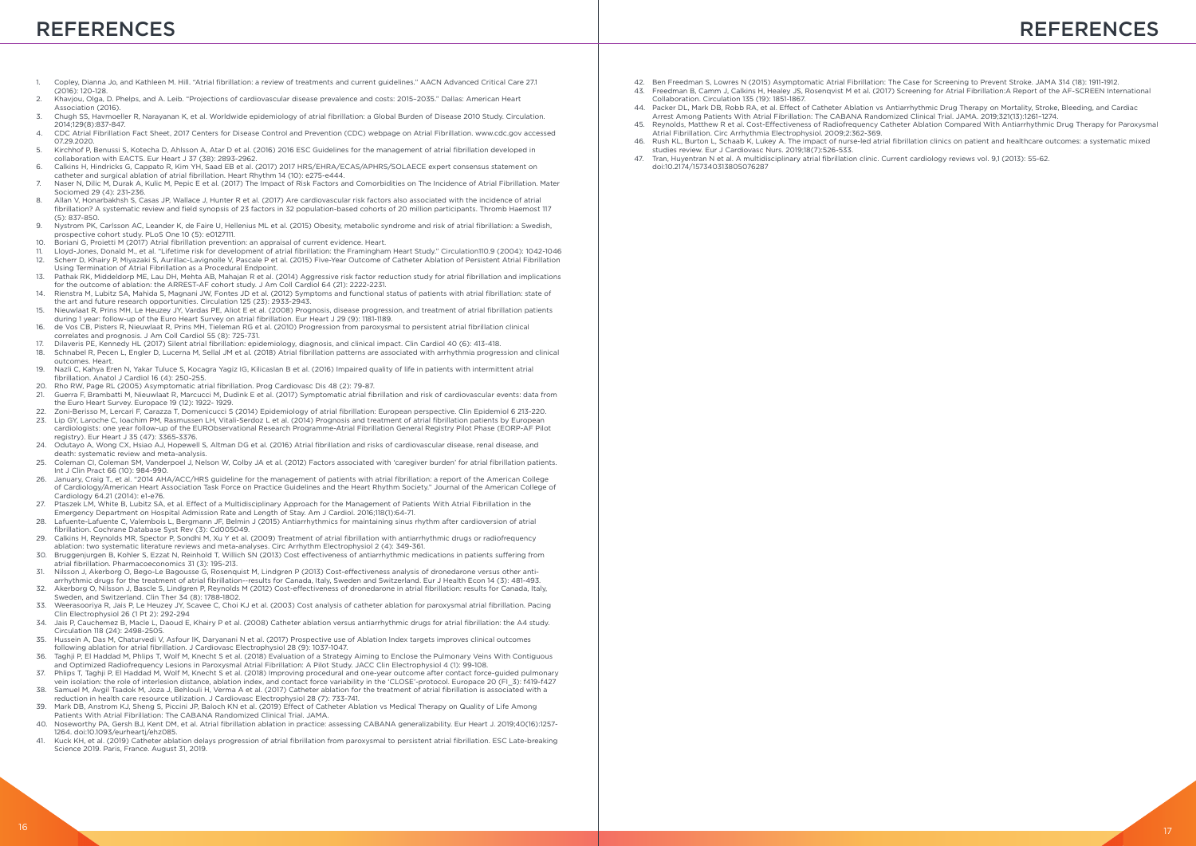# REFERENCES

1. Copley, Dianna Jo, and Kathleen M. Hill. "Atrial fibrillation: a review of treatments and current guidelines." AACN Advanced Critical Care 27.1 (2016): 120-128.
2. Khavjou, Olga, D. Phelps, and A. Leib. "Projections of cardiovascular disease prevalence and costs: 2015–2035." Dallas: American Heart Association (2016).
3. Chugh SS, Havmoeller R, Narayanan K, et al. Worldwide epidemiology of atrial fibrillation: a Global Burden of Disease 2010 Study. Circulation. 2014;129(8):837-847.
4. CDC Atrial Fibrillation Fact Sheet, 2017 Centers for Disease Control and Prevention (CDC) webpage on Atrial Fibrillation. www.cdc.gov accessed 07.29.2020.
5. Kirchhof P, Benussi S, Kotecha D, Ahlsson A, Atar D et al. (2016) 2016 ESC Guidelines for the management of atrial fibrillation developed in collaboration with EACTS. Eur Heart J 37 (38): 2893-2962.
6. Calkins H, Hindricks G, Cappato R, Kim YH, Saad EB et al. (2017) 2017 HRS/EHRA/ECAS/APHRS/SOLAECE expert consensus statement on catheter and surgical ablation of atrial fibrillation. Heart Rhythm 14 (10): e275-e444.
7. Naser N, Dilic M, Durak A, Kulic M, Pepic E et al. (2017) The Impact of Risk Factors and Comorbidities on The Incidence of Atrial Fibrillation. Mater Sociomed 29 (4): 231-236.
8. Allan V, Honarbakhsh S, Casas JP, Wallace J, Hunter R et al. (2017) Are cardiovascular risk factors also associated with the incidence of atrial fibrillation? A systematic review and field synopsis of 23 factors in 32 population-based cohorts of 20 million participants. Thromb Haemost 117 (5): 837-850.
9. Nystrom PK, Carlsson AC, Leander K, de Faire U, Hellenius ML et al. (2015) Obesity, metabolic syndrome and risk of atrial fibrillation: a Swedish, prospective cohort study. PLoS One 10 (5): e0127111.
10. Boriani G, Proietti M (2017) Atrial fibrillation prevention: an appraisal of current evidence. Heart.
11. Lloyd-Jones, Donald M., et al. "Lifetime risk for development of atrial fibrillation: the Framingham Heart Study." Circulation110.9 (2004): 1042-1046
12. Scherr D, Khairy P, Miyazaki S, Aurillac-Lavignolle V, Pascale P et al. (2015) Five-Year Outcome of Catheter Ablation of Persistent Atrial Fibrillation Using Termination of Atrial Fibrillation as a Procedural Endpoint.
13. Pathak RK, Middeldorp ME, Lau DH, Mehta AB, Mahajan R et al. (2014) Aggressive risk factor reduction study for atrial fibrillation and implications for the outcome of ablation: the ARREST-AF cohort study. J Am Coll Cardiol 64 (21): 2222-2231.
14. Rienstra M, Lubitz SA, Mahida S, Magnani JW, Fontes JD et al. (2012) Symptoms and functional status of patients with atrial fibrillation: state of the art and future research opportunities. Circulation 125 (23): 2933-2943.
15. Nieuwlaat R, Prins MH, Le Heuzey JY, Vardas PE, Aliot E et al. (2008) Prognosis, disease progression, and treatment of atrial fibrillation patients during 1 year: follow-up of the Euro Heart Survey on atrial fibrillation. Eur Heart J 29 (9): 1181-1189.
16. de Vos CB, Pisters R, Nieuwlaat R, Prins MH, Tieleman RG et al. (2010) Progression from paroxysmal to persistent atrial fibrillation clinical correlates and prognosis. J Am Coll Cardiol 55 (8): 725-731.
17. Dilaveris PE, Kennedy HL (2017) Silent atrial fibrillation: epidemiology, diagnosis, and clinical impact. Clin Cardiol 40 (6): 413-418.
18. Schnabel R, Pecen L, Engler D, Lucerna M, Sellal JM et al. (2018) Atrial fibrillation patterns are associated with arrhythmia progression and clinical outcomes. Heart.
19. Nazli C, Kahya Eren N, Yakar Tuluce S, Kocagra Yagiz IG, Kilicaslan B et al. (2016) Impaired quality of life in patients with intermittent atrial fibrillation. Anatol J Cardiol 16 (4): 250-255.
20. Rho RW, Page RL (2005) Asymptomatic atrial fibrillation. Prog Cardiovasc Dis 48 (2): 79-87.
21. Guerra F, Brambatti M, Nieuwlaat R, Marcucci M, Dudink E et al. (2017) Symptomatic atrial fibrillation and risk of cardiovascular events: data from the Euro Heart Survey. Europace 19 (12): 1922- 1929.
22. Zoni-Berisso M, Lercari F, Carazza T, Domenicucci S (2014) Epidemiology of atrial fibrillation: European perspective. Clin Epidemiol 6 213-220.
23. Lip GY, Laroche C, Ioachim PM, Rasmussen LH, Vitali-Serdoz L et al. (2014) Prognosis and treatment of atrial fibrillation patients by European cardiologists: one year follow-up of the EURObservational Research Programme-Atrial Fibrillation General Registry Pilot Phase (EORP-AF Pilot registry). Eur Heart J 35 (47): 3365-3376.
24. Odutayo A, Wong CX, Hsiao AJ, Hopewell S, Altman DG et al. (2016) Atrial fibrillation and risks of cardiovascular disease, renal disease, and death: systematic review and meta-analysis.
25. Coleman CI, Coleman SM, Vanderpoel J, Nelson W, Colby JA et al. (2012) Factors associated with 'caregiver burden' for atrial fibrillation patients. Int J Clin Pract 66 (10): 984-990.
26. January, Craig T., et al. "2014 AHA/ACC/HRS guideline for the management of patients with atrial fibrillation: a report of the American College of Cardiology/American Heart Association Task Force on Practice Guidelines and the Heart Rhythm Society." Journal of the American College of Cardiology 64.21 (2014): e1-e76.
27. Ptaszek LM, White B, Lubitz SA, et al. Effect of a Multidisciplinary Approach for the Management of Patients With Atrial Fibrillation in the Emergency Department on Hospital Admission Rate and Length of Stay. Am J Cardiol. 2016;118(1):64-71.
28. Lafuente-Lafuente C, Valembois L, Bergmann JF, Belmin J (2015) Antiarrhythmics for maintaining sinus rhythm after cardioversion of atrial fibrillation. Cochrane Database Syst Rev (3): Cd005049.
29. Calkins H, Reynolds MR, Spector P, Sondhi M, Xu Y et al. (2009) Treatment of atrial fibrillation with antiarrhythmic drugs or radiofrequency ablation: two systematic literature reviews and meta-analyses. Circ Arrhythm Electrophysiol 2 (4): 349-361.
30. Bruggenjurgen B, Kohler S, Ezzat N, Reinhold T, Willich SN (2013) Cost effectiveness of antiarrhythmic medications in patients suffering from atrial fibrillation. Pharmacoeconomics 31 (3): 195-213.
31. Nilsson J, Akerborg O, Bego-Le Bagousse G, Rosenquist M, Lindgren P (2013) Cost-effectiveness analysis of dronedarone versus other anti-arrhythmic drugs for the treatment of atrial fibrillation--results for Canada, Italy, Sweden and Switzerland. Eur J Health Econ 14 (3): 481-493.
32. Akerborg O, Nilsson J, Bascle S, Lindgren P, Reynolds M (2012) Cost-effectiveness of dronedarone in atrial fibrillation: results for Canada, Italy, Sweden, and Switzerland. Clin Ther 34 (8): 1788-1802.
33. Weerasooriya R, Jais P, Le Heuzey JY, Scavee C, Choi KJ et al. (2003) Cost analysis of catheter ablation for paroxysmal atrial fibrillation. Pacing Clin Electrophysiol 26 (1 Pt 2): 292-294
34. Jais P, Cauchemez B, Macle L, Daoud E, Khairy P et al. (2008) Catheter ablation versus antiarrhythmic drugs for atrial fibrillation: the A4 study. Circulation 118 (24): 2498-2505.
35. Hussein A, Das M, Chaturvedi V, Asfour IK, Daryanani N et al. (2017) Prospective use of Ablation Index targets improves clinical outcomes following ablation for atrial fibrillation. J Cardiovasc Electrophysiol 28 (9): 1037-1047.
36. Taghji P, El Haddad M, Phlips T, Wolf M, Knecht S et al. (2018) Evaluation of a Strategy Aiming to Enclose the Pulmonary Veins With Contiguous and Optimized Radiofrequency Lesions in Paroxysmal Atrial Fibrillation: A Pilot Study. JACC Clin Electrophysiol 4 (1): 99-108.
37. Phlips T, Taghji P, El Haddad M, Wolf M, Knecht S et al. (2018) Improving procedural and one-year outcome after contact force-guided pulmonary vein isolation: the role of interlesion distance, ablation index, and contact force variability in the 'CLOSE'-protocol. Europace 20 (FI_3): f419-f427
38. Samuel M, Avgil Tsadok M, Joza J, Behlouli H, Verma A et al. (2017) Catheter ablation for the treatment of atrial fibrillation is associated with a reduction in health care resource utilization. J Cardiovasc Electrophysiol 28 (7): 733-741.
39. Mark DB, Anstrom KJ, Sheng S, Piccini JP, Baloch KN et al. (2019) Effect of Catheter Ablation vs Medical Therapy on Quality of Life Among Patients With Atrial Fibrillation: The CABANA Randomized Clinical Trial. JAMA.
40. Noseworthy PA, Gersh BJ, Kent DM, et al. Atrial fibrillation ablation in practice: assessing CABANA generalizability. Eur Heart J. 2019;40(16):1257-1264. doi:10.1093/eurheartj/ehz085.
41. Kuck KH, et al. (2019) Catheter ablation delays progression of atrial fibrillation from paroxysmal to persistent atrial fibrillation. ESC Late-breaking Science 2019. Paris, France. August 31, 2019.
42. Ben Freedman S, Lowres N (2015) Asymptomatic Atrial Fibrillation: The Case for Screening to Prevent Stroke. JAMA 314 (18): 1911-1912.
43. Freedman B, Camm J, Calkins H, Healey JS, Rosenqvist M et al. (2017) Screening for Atrial Fibrillation:A Report of the AF-SCREEN International Collaboration. Circulation 135 (19): 1851-1867.
44. Packer DL, Mark DB, Robb RA, et al. Effect of Catheter Ablation vs Antiarrhythmic Drug Therapy on Mortality, Stroke, Bleeding, and Cardiac Arrest Among Patients With Atrial Fibrillation: The CABANA Randomized Clinical Trial. JAMA. 2019;321(13):1261–1274.
45. Reynolds, Matthew R et al. Cost-Effectiveness of Radiofrequency Catheter Ablation Compared With Antiarrhythmic Drug Therapy for Paroxysmal Atrial Fibrillation. Circ Arrhythmia Electrophysiol. 2009;2:362-369.
46. Rush KL, Burton L, Schaab K, Lukey A. The impact of nurse-led atrial fibrillation clinics on patient and healthcare outcomes: a systematic mixed studies review. Eur J Cardiovasc Nurs. 2019;18(7):526-533.
47. Tran, Huyentran N et al. A multidisciplinary atrial fibrillation clinic. Current cardiology reviews vol. 9,1 (2013): 55-62. doi:10.2174/157340313805076287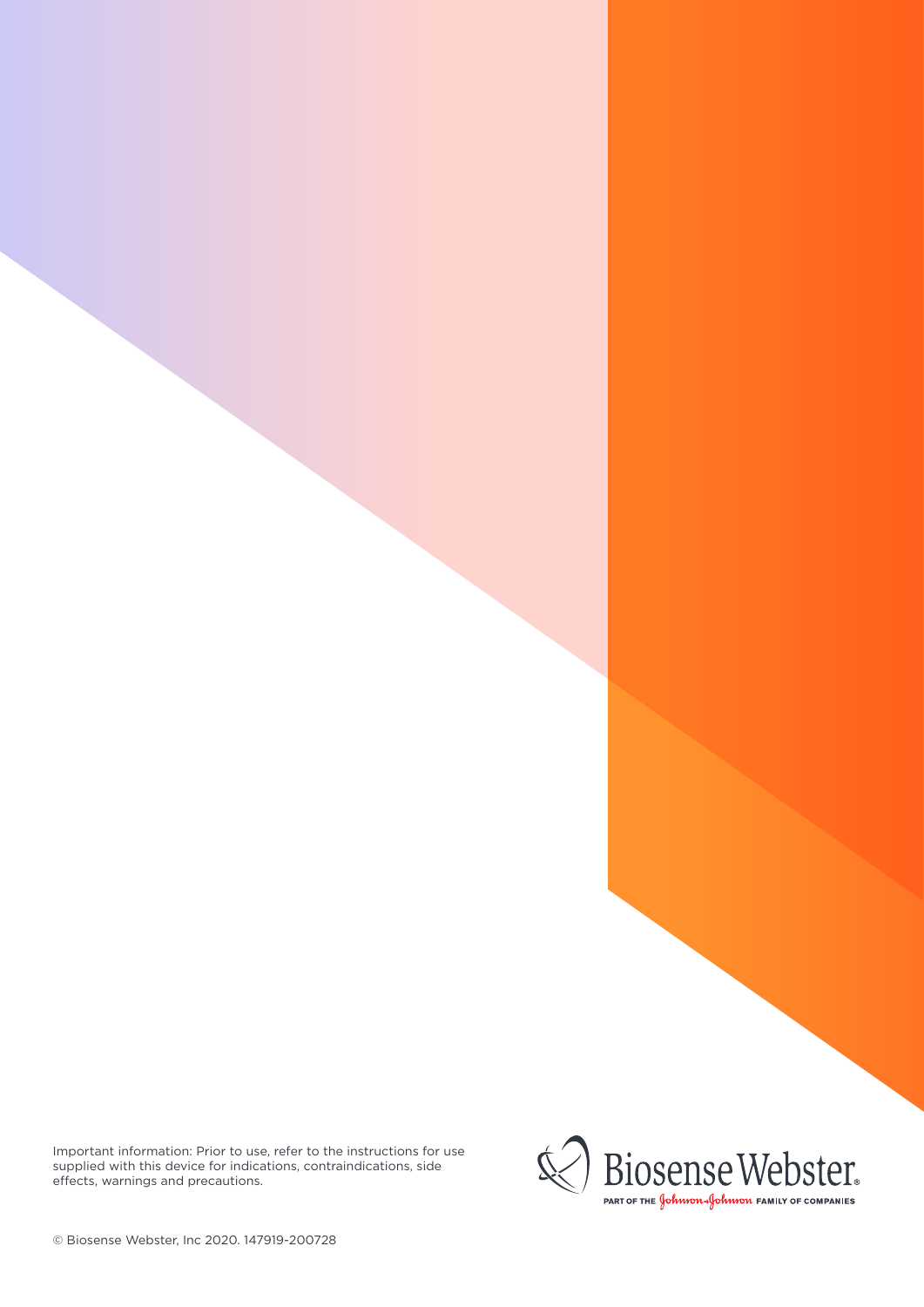Important information: Prior to use, refer to the instructions for use supplied with this device for indications, contraindications, side effects, warnings and precautions.

Biosense Webster®

PART OF THE Johnson & Johnson FAMILY OF COMPANIES

© Biosense Webster, Inc 2020. 147919-200728